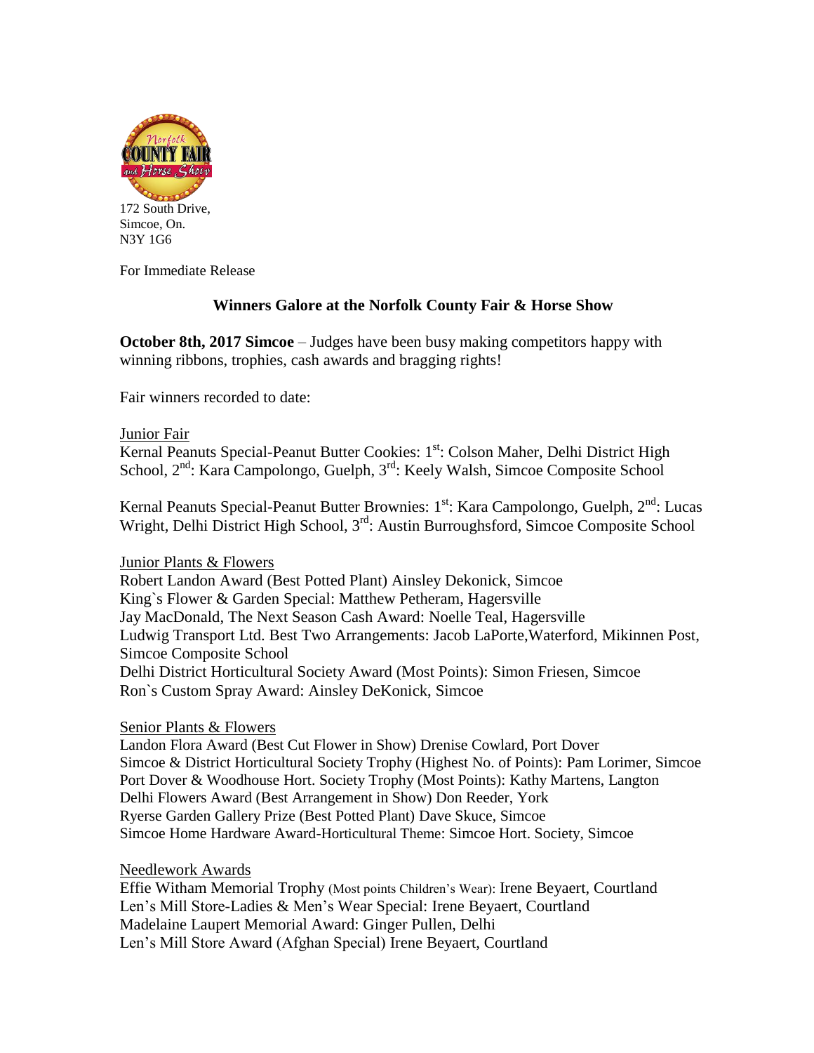172 South Drive,
Simcoe, On.
N3Y 1G6

For Immediate Release

## Winners Galore at the Norfolk County Fair & Horse Show

**October 8th, 2017 Simcoe** – Judges have been busy making competitors happy with winning ribbons, trophies, cash awards and bragging rights!

Fair winners recorded to date:

Junior Fair

Kernal Peanuts Special-Peanut Butter Cookies: 1st: Colson Maher, Delhi District High School, 2nd: Kara Campolongo, Guelph, 3rd: Keely Walsh, Simcoe Composite School

Kernal Peanuts Special-Peanut Butter Brownies: 1st: Kara Campolongo, Guelph, 2nd: Lucas Wright, Delhi District High School, 3rd: Austin Burroughsford, Simcoe Composite School

Junior Plants & Flowers

Robert Landon Award (Best Potted Plant) Ainsley Dekonick, Simcoe
King`s Flower & Garden Special: Matthew Petheram, Hagersville
Jay MacDonald, The Next Season Cash Award: Noelle Teal, Hagersville
Ludwig Transport Ltd. Best Two Arrangements: Jacob LaPorte,Waterford, Mikinnen Post, Simcoe Composite School
Delhi District Horticultural Society Award (Most Points): Simon Friesen, Simcoe
Ron`s Custom Spray Award: Ainsley DeKonick, Simcoe

Senior Plants & Flowers

Landon Flora Award (Best Cut Flower in Show) Drenise Cowlard, Port Dover
Simcoe & District Horticultural Society Trophy (Highest No. of Points): Pam Lorimer, Simcoe
Port Dover & Woodhouse Hort. Society Trophy (Most Points): Kathy Martens, Langton
Delhi Flowers Award (Best Arrangement in Show) Don Reeder, York
Ryerse Garden Gallery Prize (Best Potted Plant) Dave Skuce, Simcoe
Simcoe Home Hardware Award-Horticultural Theme: Simcoe Hort. Society, Simcoe

Needlework Awards

Effie Witham Memorial Trophy (Most points Children's Wear): Irene Beyaert, Courtland
Len's Mill Store-Ladies & Men's Wear Special: Irene Beyaert, Courtland
Madelaine Laupert Memorial Award: Ginger Pullen, Delhi
Len's Mill Store Award (Afghan Special) Irene Beyaert, Courtland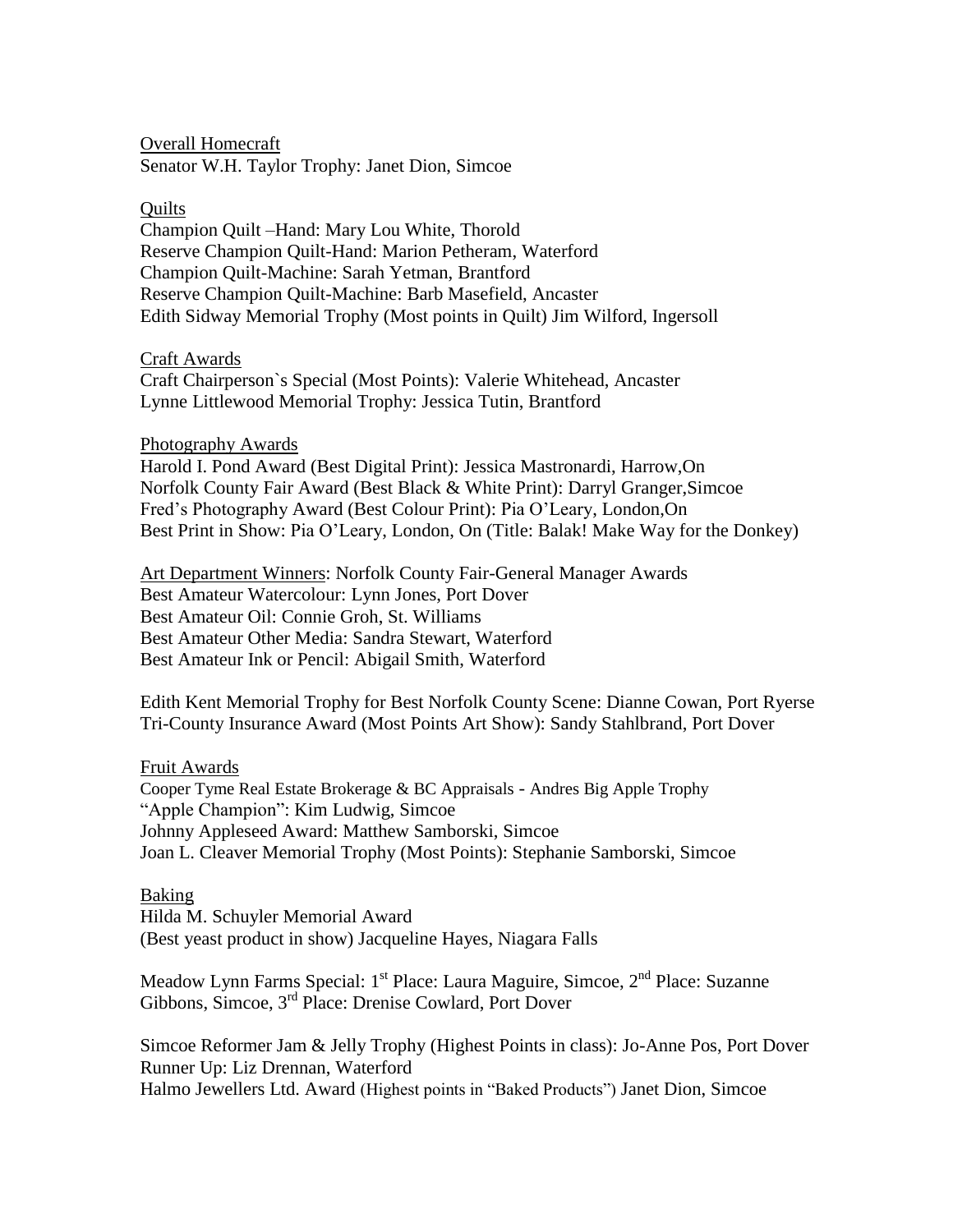Overall Homecraft
Senator W.H. Taylor Trophy: Janet Dion, Simcoe

Quilts
Champion Quilt –Hand: Mary Lou White, Thorold
Reserve Champion Quilt-Hand: Marion Petheram, Waterford
Champion Quilt-Machine: Sarah Yetman, Brantford
Reserve Champion Quilt-Machine: Barb Masefield, Ancaster
Edith Sidway Memorial Trophy (Most points in Quilt) Jim Wilford, Ingersoll

Craft Awards
Craft Chairperson`s Special (Most Points): Valerie Whitehead, Ancaster
Lynne Littlewood Memorial Trophy: Jessica Tutin, Brantford

Photography Awards
Harold I. Pond Award (Best Digital Print): Jessica Mastronardi, Harrow,On
Norfolk County Fair Award (Best Black & White Print): Darryl Granger,Simcoe
Fred's Photography Award (Best Colour Print): Pia O'Leary, London,On
Best Print in Show: Pia O'Leary, London, On (Title: Balak! Make Way for the Donkey)

Art Department Winners: Norfolk County Fair-General Manager Awards
Best Amateur Watercolour: Lynn Jones, Port Dover
Best Amateur Oil: Connie Groh, St. Williams
Best Amateur Other Media: Sandra Stewart, Waterford
Best Amateur Ink or Pencil: Abigail Smith, Waterford

Edith Kent Memorial Trophy for Best Norfolk County Scene: Dianne Cowan, Port Ryerse
Tri-County Insurance Award (Most Points Art Show): Sandy Stahlbrand, Port Dover

Fruit Awards
Cooper Tyme Real Estate Brokerage & BC Appraisals - Andres Big Apple Trophy
"Apple Champion": Kim Ludwig, Simcoe
Johnny Appleseed Award: Matthew Samborski, Simcoe
Joan L. Cleaver Memorial Trophy (Most Points): Stephanie Samborski, Simcoe

Baking
Hilda M. Schuyler Memorial Award
(Best yeast product in show) Jacqueline Hayes, Niagara Falls

Meadow Lynn Farms Special: 1st Place: Laura Maguire, Simcoe, 2nd Place: Suzanne Gibbons, Simcoe, 3rd Place: Drenise Cowlard, Port Dover

Simcoe Reformer Jam & Jelly Trophy (Highest Points in class): Jo-Anne Pos, Port Dover
Runner Up: Liz Drennan, Waterford
Halmo Jewellers Ltd. Award (Highest points in "Baked Products") Janet Dion, Simcoe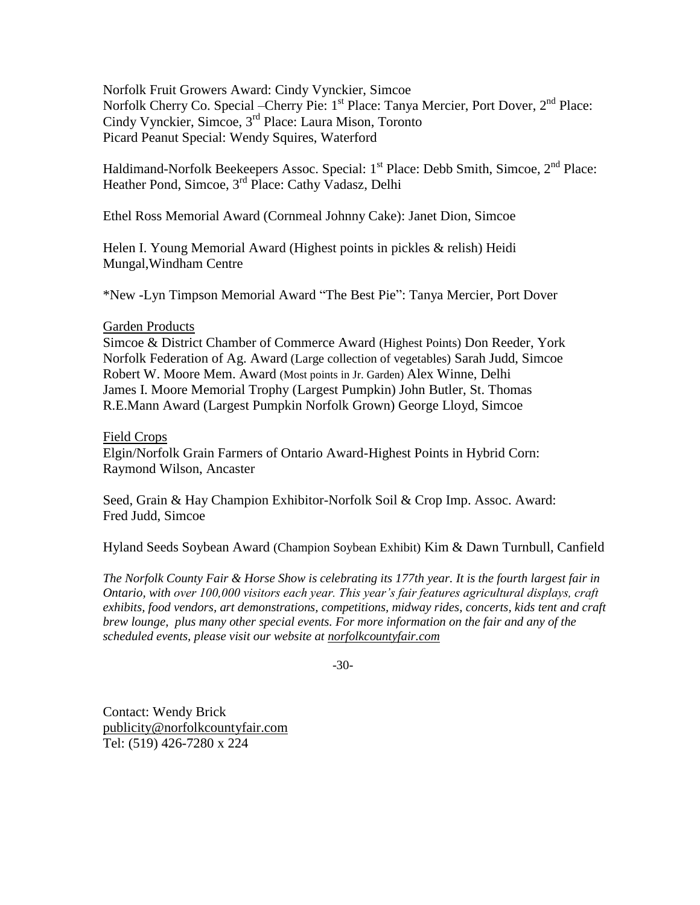Norfolk Fruit Growers Award: Cindy Vynckier, Simcoe
Norfolk Cherry Co. Special –Cherry Pie: 1st Place: Tanya Mercier, Port Dover, 2nd Place: Cindy Vynckier, Simcoe, 3rd Place: Laura Mison, Toronto
Picard Peanut Special: Wendy Squires, Waterford

Haldimand-Norfolk Beekeepers Assoc. Special: 1st Place: Debb Smith, Simcoe, 2nd Place: Heather Pond, Simcoe, 3rd Place: Cathy Vadasz, Delhi

Ethel Ross Memorial Award (Cornmeal Johnny Cake): Janet Dion, Simcoe

Helen I. Young Memorial Award (Highest points in pickles & relish) Heidi Mungal,Windham Centre

*New -Lyn Timpson Memorial Award "The Best Pie": Tanya Mercier, Port Dover

<u>Garden Products</u>
Simcoe & District Chamber of Commerce Award (Highest Points) Don Reeder, York
Norfolk Federation of Ag. Award (Large collection of vegetables) Sarah Judd, Simcoe
Robert W. Moore Mem. Award (Most points in Jr. Garden) Alex Winne, Delhi
James I. Moore Memorial Trophy (Largest Pumpkin) John Butler, St. Thomas
R.E.Mann Award (Largest Pumpkin Norfolk Grown) George Lloyd, Simcoe

<u>Field Crops</u>
Elgin/Norfolk Grain Farmers of Ontario Award-Highest Points in Hybrid Corn: Raymond Wilson, Ancaster

Seed, Grain & Hay Champion Exhibitor-Norfolk Soil & Crop Imp. Assoc. Award: Fred Judd, Simcoe

Hyland Seeds Soybean Award (Champion Soybean Exhibit) Kim & Dawn Turnbull, Canfield

*The Norfolk County Fair & Horse Show is celebrating its 177th year. It is the fourth largest fair in Ontario, with over 100,000 visitors each year. This year's fair features agricultural displays, craft exhibits, food vendors, art demonstrations, competitions, midway rides, concerts, kids tent and craft brew lounge, plus many other special events. For more information on the fair and any of the scheduled events, please visit our website at norfolkcountyfair.com*

-30-

Contact: Wendy Brick
publicity@norfolkcountyfair.com
Tel: (519) 426-7280 x 224